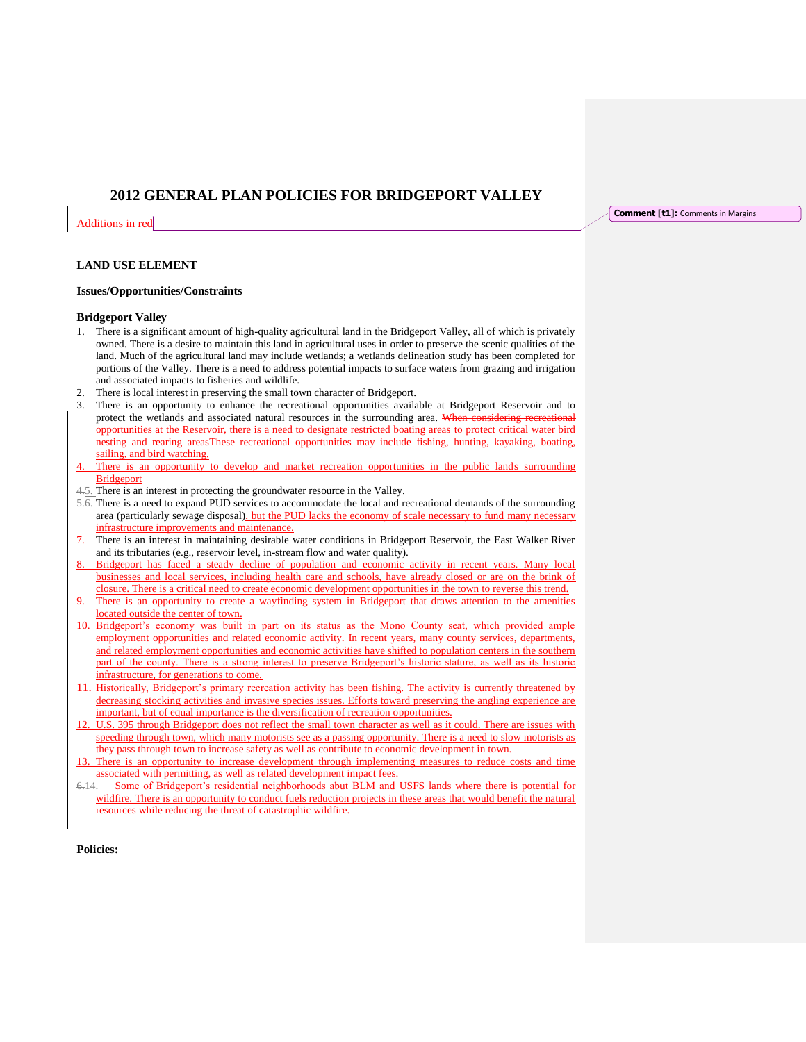# 2012 GENERAL PLAN POLICIES FOR BRIDGEPORT VALLEY

Additions in red

Comment [t1]: Comments in Margins

## LAND USE ELEMENT

### Issues/Opportunities/Constraints

### Bridgeport Valley

1. There is a significant amount of high-quality agricultural land in the Bridgeport Valley, all of which is privately owned. There is a desire to maintain this land in agricultural uses in order to preserve the scenic qualities of the land. Much of the agricultural land may include wetlands; a wetlands delineation study has been completed for portions of the Valley. There is a need to address potential impacts to surface waters from grazing and irrigation and associated impacts to fisheries and wildlife.
2. There is local interest in preserving the small town character of Bridgeport.
3. There is an opportunity to enhance the recreational opportunities available at Bridgeport Reservoir and to protect the wetlands and associated natural resources in the surrounding area. ~~When considering recreational opportunities at the Reservoir, there is a need to designate restricted boating areas to protect critical water bird nesting and rearing areas~~These recreational opportunities may include fishing, hunting, kayaking, boating, sailing, and bird watching.
4. There is an opportunity to develop and market recreation opportunities in the public lands surrounding Bridgeport
5. There is an interest in protecting the groundwater resource in the Valley.
6. There is a need to expand PUD services to accommodate the local and recreational demands of the surrounding area (particularly sewage disposal), but the PUD lacks the economy of scale necessary to fund many necessary infrastructure improvements and maintenance.
7. There is an interest in maintaining desirable water conditions in Bridgeport Reservoir, the East Walker River and its tributaries (e.g., reservoir level, in-stream flow and water quality).
8. Bridgeport has faced a steady decline of population and economic activity in recent years. Many local businesses and local services, including health care and schools, have already closed or are on the brink of closure. There is a critical need to create economic development opportunities in the town to reverse this trend.
9. There is an opportunity to create a wayfinding system in Bridgeport that draws attention to the amenities located outside the center of town.
10. Bridgeport's economy was built in part on its status as the Mono County seat, which provided ample employment opportunities and related economic activity. In recent years, many county services, departments, and related employment opportunities and economic activities have shifted to population centers in the southern part of the county. There is a strong interest to preserve Bridgeport's historic stature, as well as its historic infrastructure, for generations to come.
11. Historically, Bridgeport's primary recreation activity has been fishing. The activity is currently threatened by decreasing stocking activities and invasive species issues. Efforts toward preserving the angling experience are important, but of equal importance is the diversification of recreation opportunities.
12. U.S. 395 through Bridgeport does not reflect the small town character as well as it could. There are issues with speeding through town, which many motorists see as a passing opportunity. There is a need to slow motorists as they pass through town to increase safety as well as contribute to economic development in town.
13. There is an opportunity to increase development through implementing measures to reduce costs and time associated with permitting, as well as related development impact fees.
14. Some of Bridgeport's residential neighborhoods abut BLM and USFS lands where there is potential for wildfire. There is an opportunity to conduct fuels reduction projects in these areas that would benefit the natural resources while reducing the threat of catastrophic wildfire.

**Policies:**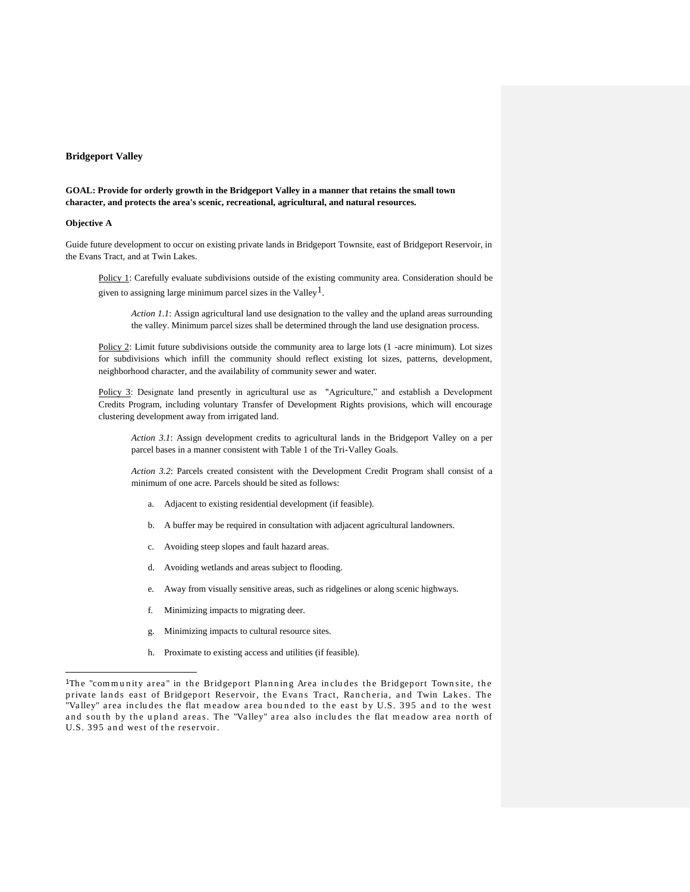### Bridgeport Valley

**GOAL: Provide for orderly growth in the Bridgeport Valley in a manner that retains the small town character, and protects the area's scenic, recreational, agricultural, and natural resources.**

**Objective A**

Guide future development to occur on existing private lands in Bridgeport Townsite, east of Bridgeport Reservoir, in the Evans Tract, and at Twin Lakes.

Policy 1: Carefully evaluate subdivisions outside of the existing community area. Consideration should be given to assigning large minimum parcel sizes in the Valley[1].

*Action 1.1*: Assign agricultural land use designation to the valley and the upland areas surrounding the valley. Minimum parcel sizes shall be determined through the land use designation process.

Policy 2: Limit future subdivisions outside the community area to large lots (1 -acre minimum). Lot sizes for subdivisions which infill the community should reflect existing lot sizes, patterns, development, neighborhood character, and the availability of community sewer and water.

Policy 3: Designate land presently in agricultural use as "Agriculture," and establish a Development Credits Program, including voluntary Transfer of Development Rights provisions, which will encourage clustering development away from irrigated land.

*Action 3.1*: Assign development credits to agricultural lands in the Bridgeport Valley on a per parcel bases in a manner consistent with Table 1 of the Tri-Valley Goals.

*Action 3.2*: Parcels created consistent with the Development Credit Program shall consist of a minimum of one acre. Parcels should be sited as follows:

a. Adjacent to existing residential development (if feasible).

b. A buffer may be required in consultation with adjacent agricultural landowners.

c. Avoiding steep slopes and fault hazard areas.

d. Avoiding wetlands and areas subject to flooding.

e. Away from visually sensitive areas, such as ridgelines or along scenic highways.

f. Minimizing impacts to migrating deer.

g. Minimizing impacts to cultural resource sites.

h. Proximate to existing access and utilities (if feasible).

---

[1]The "community area" in the Bridgeport Planning Area includes the Bridgeport Townsite, the private lands east of Bridgeport Reservoir, the Evans Tract, Rancheria, and Twin Lakes. The "Valley" area includes the flat meadow area bounded to the east by U.S. 395 and to the west and south by the upland areas. The "Valley" area also includes the flat meadow area north of U.S. 395 and west of the reservoir.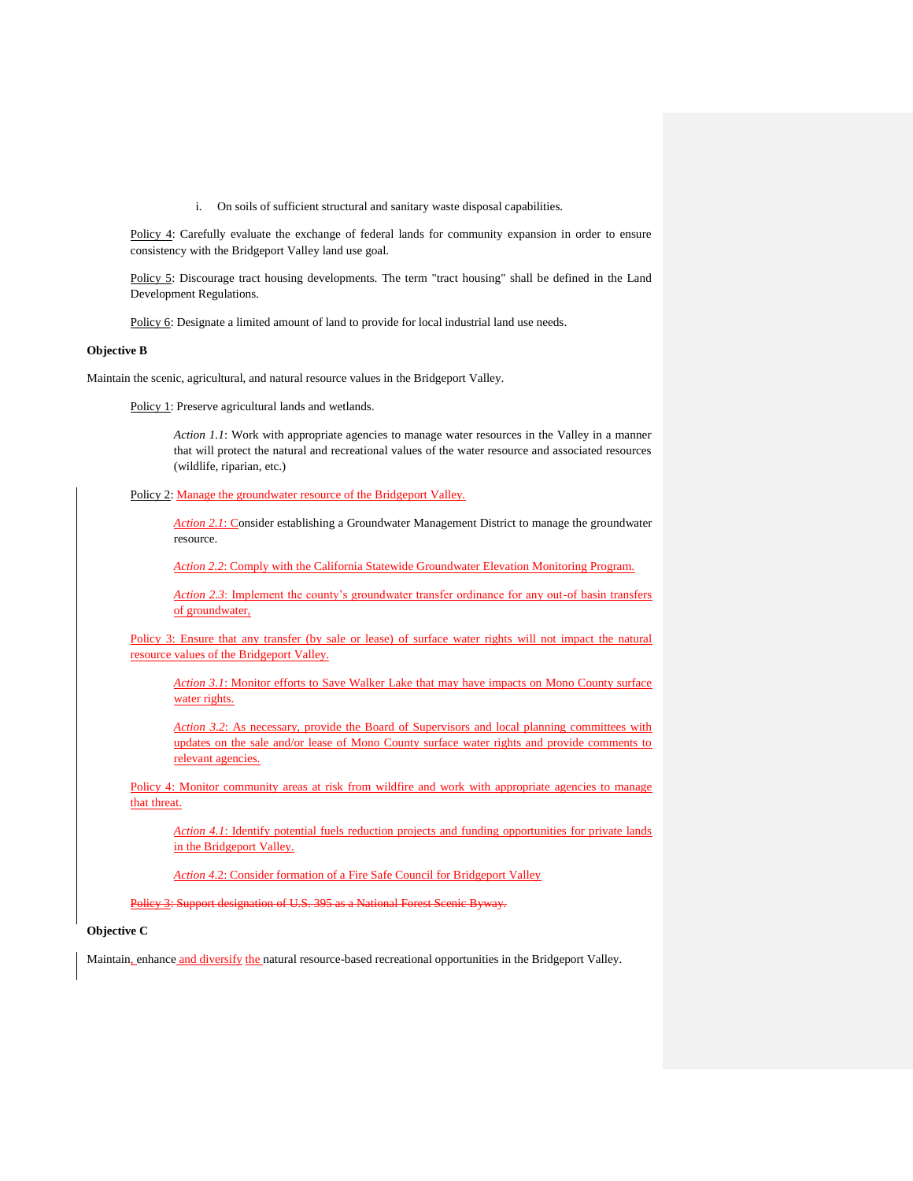i. On soils of sufficient structural and sanitary waste disposal capabilities.

Policy 4: Carefully evaluate the exchange of federal lands for community expansion in order to ensure consistency with the Bridgeport Valley land use goal.

Policy 5: Discourage tract housing developments. The term "tract housing" shall be defined in the Land Development Regulations.

Policy 6: Designate a limited amount of land to provide for local industrial land use needs.

**Objective B**

Maintain the scenic, agricultural, and natural resource values in the Bridgeport Valley.

Policy 1: Preserve agricultural lands and wetlands.

*Action 1.1*: Work with appropriate agencies to manage water resources in the Valley in a manner that will protect the natural and recreational values of the water resource and associated resources (wildlife, riparian, etc.)

Policy 2: Manage the groundwater resource of the Bridgeport Valley.

*Action 2.1*: Consider establishing a Groundwater Management District to manage the groundwater resource.

*Action 2.2*: Comply with the California Statewide Groundwater Elevation Monitoring Program.

*Action 2.3*: Implement the county's groundwater transfer ordinance for any out-of basin transfers of groundwater,

Policy 3: Ensure that any transfer (by sale or lease) of surface water rights will not impact the natural resource values of the Bridgeport Valley.

*Action 3.1*: Monitor efforts to Save Walker Lake that may have impacts on Mono County surface water rights.

*Action 3.2*: As necessary, provide the Board of Supervisors and local planning committees with updates on the sale and/or lease of Mono County surface water rights and provide comments to relevant agencies.

Policy 4: Monitor community areas at risk from wildfire and work with appropriate agencies to manage that threat.

*Action 4.1*: Identify potential fuels reduction projects and funding opportunities for private lands in the Bridgeport Valley.

*Action 4.2*: Consider formation of a Fire Safe Council for Bridgeport Valley

~~Policy 3: Support designation of U.S. 395 as a National Forest Scenic Byway.~~

**Objective C**

Maintain, enhance and diversify the natural resource-based recreational opportunities in the Bridgeport Valley.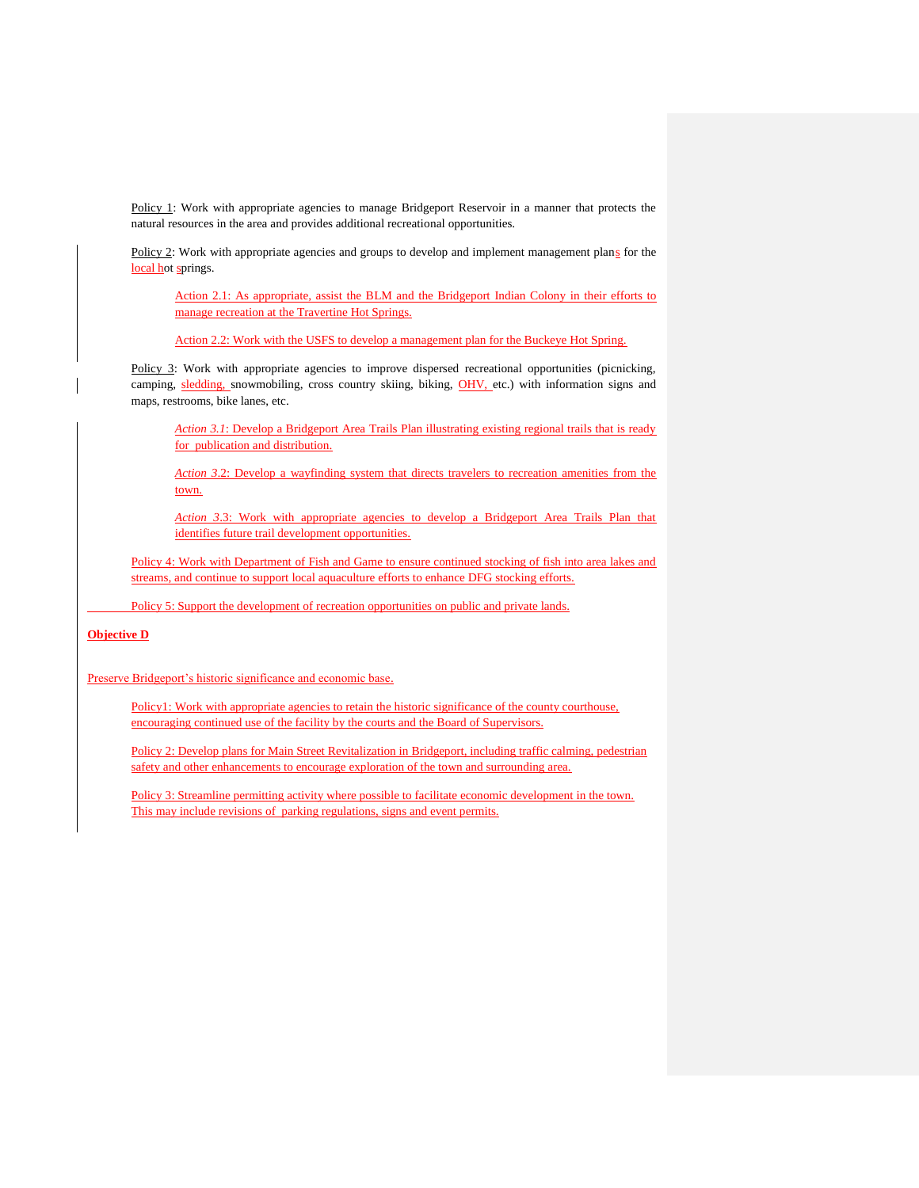Policy 1: Work with appropriate agencies to manage Bridgeport Reservoir in a manner that protects the natural resources in the area and provides additional recreational opportunities.

Policy 2: Work with appropriate agencies and groups to develop and implement management plans for the local hot springs.

> Action 2.1: As appropriate, assist the BLM and the Bridgeport Indian Colony in their efforts to manage recreation at the Travertine Hot Springs.
>
> Action 2.2: Work with the USFS to develop a management plan for the Buckeye Hot Spring.

Policy 3: Work with appropriate agencies to improve dispersed recreational opportunities (picnicking, camping, sledding, snowmobiling, cross country skiing, biking, OHV, etc.) with information signs and maps, restrooms, bike lanes, etc.

> *Action 3.1*: Develop a Bridgeport Area Trails Plan illustrating existing regional trails that is ready for publication and distribution.
>
> *Action 3.2*: Develop a wayfinding system that directs travelers to recreation amenities from the town.
>
> *Action 3.3*: Work with appropriate agencies to develop a Bridgeport Area Trails Plan that identifies future trail development opportunities.

Policy 4: Work with Department of Fish and Game to ensure continued stocking of fish into area lakes and streams, and continue to support local aquaculture efforts to enhance DFG stocking efforts.

Policy 5: Support the development of recreation opportunities on public and private lands.

**Objective D**

Preserve Bridgeport's historic significance and economic base.

Policy1: Work with appropriate agencies to retain the historic significance of the county courthouse, encouraging continued use of the facility by the courts and the Board of Supervisors.

Policy 2: Develop plans for Main Street Revitalization in Bridgeport, including traffic calming, pedestrian safety and other enhancements to encourage exploration of the town and surrounding area.

Policy 3: Streamline permitting activity where possible to facilitate economic development in the town. This may include revisions of parking regulations, signs and event permits.